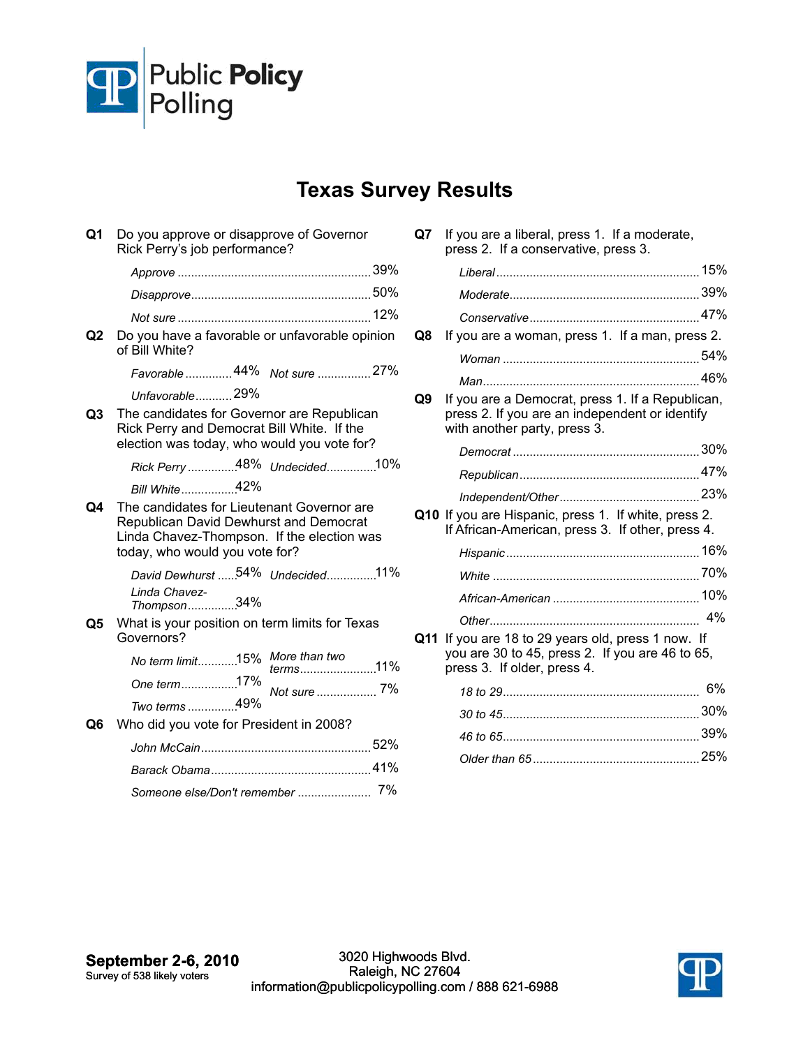Public Policy Polling

# Texas Survey Results

**Q1** Do you approve or disapprove of Governor Rick Perry's job performance?

| | |
|---|---|
| Approve | 39% |
| Disapprove | 50% |
| Not sure | 12% |

**Q2** Do you have a favorable or unfavorable opinion of Bill White?

| | |
|---|---|
| Favorable | 44% |
| Unfavorable | 29% |
| Not sure | 27% |

**Q3** The candidates for Governor are Republican Rick Perry and Democrat Bill White. If the election was today, who would you vote for?

| | |
|---|---|
| Rick Perry | 48% |
| Bill White | 42% |
| Undecided | 10% |

**Q4** The candidates for Lieutenant Governor are Republican David Dewhurst and Democrat Linda Chavez-Thompson. If the election was today, who would you vote for?

| | |
|---|---|
| David Dewhurst | 54% |
| Linda Chavez-Thompson | 34% |
| Undecided | 11% |

**Q5** What is your position on term limits for Texas Governors?

| | |
|---|---|
| No term limit | 15% |
| One term | 17% |
| Two terms | 49% |
| More than two terms | 11% |
| Not sure | 7% |

**Q6** Who did you vote for President in 2008?

| | |
|---|---|
| John McCain | 52% |
| Barack Obama | 41% |
| Someone else/Don't remember | 7% |

**Q7** If you are a liberal, press 1. If a moderate, press 2. If a conservative, press 3.

| | |
|---|---|
| Liberal | 15% |
| Moderate | 39% |
| Conservative | 47% |

**Q8** If you are a woman, press 1. If a man, press 2.

| | |
|---|---|
| Woman | 54% |
| Man | 46% |

**Q9** If you are a Democrat, press 1. If a Republican, press 2. If you are an independent or identify with another party, press 3.

| | |
|---|---|
| Democrat | 30% |
| Republican | 47% |
| Independent/Other | 23% |

**Q10** If you are Hispanic, press 1. If white, press 2. If African-American, press 3. If other, press 4.

| | |
|---|---|
| Hispanic | 16% |
| White | 70% |
| African-American | 10% |
| Other | 4% |

**Q11** If you are 18 to 29 years old, press 1 now. If you are 30 to 45, press 2. If you are 46 to 65, press 3. If older, press 4.

| | |
|---|---|
| 18 to 29 | 6% |
| 30 to 45 | 30% |
| 46 to 65 | 39% |
| Older than 65 | 25% |

**September 2-6, 2010**
Survey of 538 likely voters

3020 Highwoods Blvd.
Raleigh, NC 27604
information@publicpolicypolling.com / 888 621-6988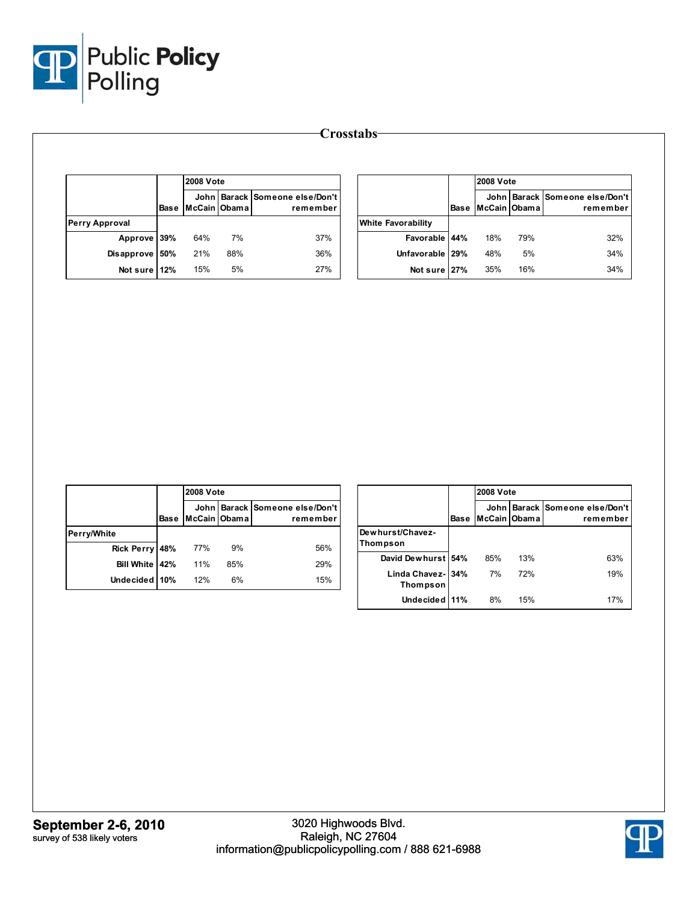# Crosstabs

| | Base | 2008 Vote John McCain | Barack Obama | Someone else/Don't remember |
|---|---|---|---|---|
| **Perry Approval** | | | | |
| Approve | 39% | 64% | 7% | 37% |
| Disapprove | 50% | 21% | 88% | 36% |
| Not sure | 12% | 15% | 5% | 27% |

| | Base | 2008 Vote John McCain | Barack Obama | Someone else/Don't remember |
|---|---|---|---|---|
| **White Favorability** | | | | |
| Favorable | 44% | 18% | 79% | 32% |
| Unfavorable | 29% | 48% | 5% | 34% |
| Not sure | 27% | 35% | 16% | 34% |

| | Base | 2008 Vote John McCain | Barack Obama | Someone else/Don't remember |
|---|---|---|---|---|
| **Perry/White** | | | | |
| Rick Perry | 48% | 77% | 9% | 56% |
| Bill White | 42% | 11% | 85% | 29% |
| Undecided | 10% | 12% | 6% | 15% |

| | Base | 2008 Vote John McCain | Barack Obama | Someone else/Don't remember |
|---|---|---|---|---|
| **Dewhurst/Chavez-Thompson** | | | | |
| David Dewhurst | 54% | 85% | 13% | 63% |
| Linda Chavez-Thompson | 34% | 7% | 72% | 19% |
| Undecided | 11% | 8% | 15% | 17% |

**September 2-6, 2010**
survey of 538 likely voters

3020 Highwoods Blvd.
Raleigh, NC 27604
information@publicpolicypolling.com / 888 621-6988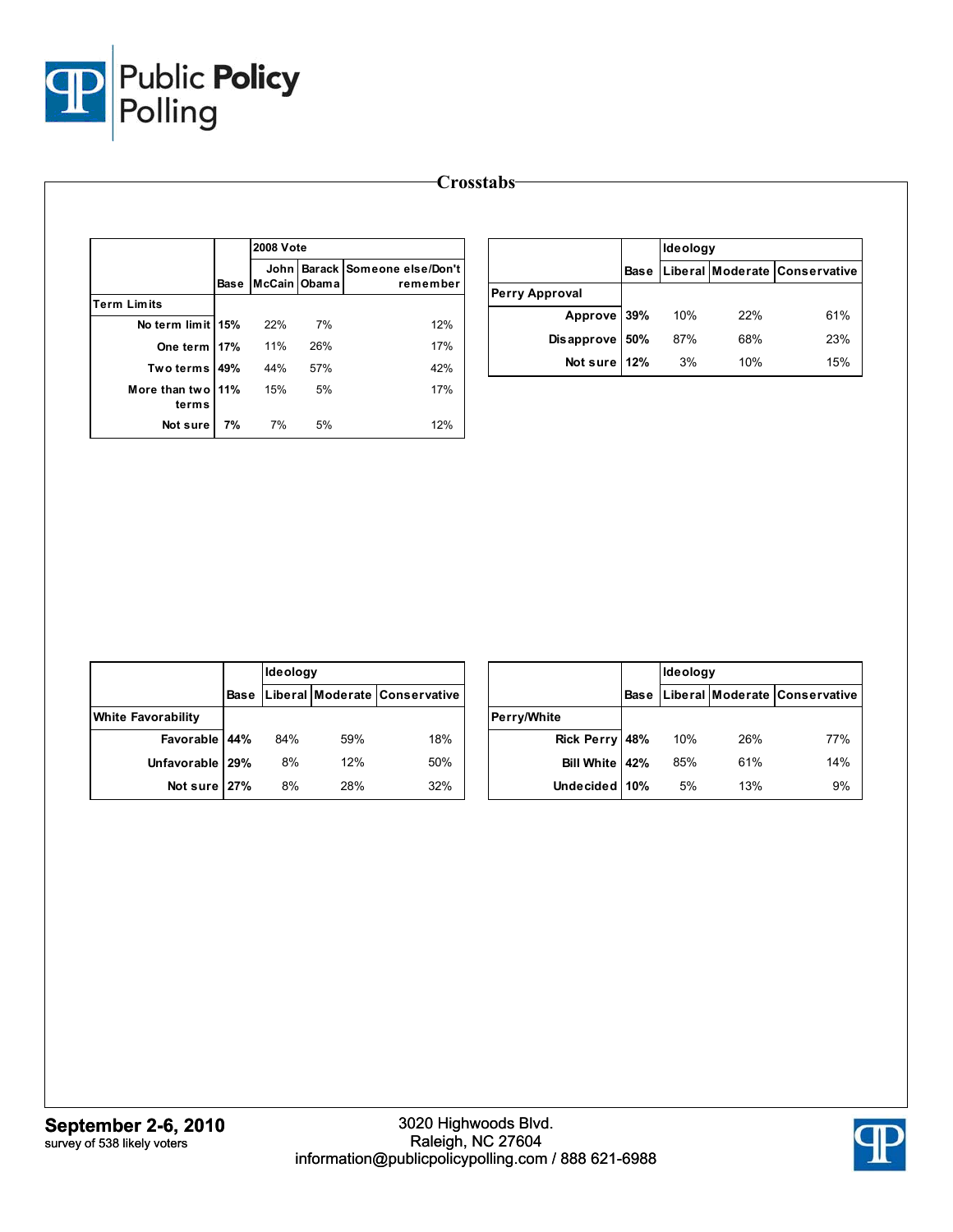# Crosstabs

| | Base | 2008 Vote | | |
|---|---|---|---|---|
| | | John McCain | Barack Obama | Someone else/Don't remember |
| **Term Limits** | | | | |
| No term limit | 15% | 22% | 7% | 12% |
| One term | 17% | 11% | 26% | 17% |
| Two terms | 49% | 44% | 57% | 42% |
| More than two terms | 11% | 15% | 5% | 17% |
| Not sure | 7% | 7% | 5% | 12% |

| | Base | Ideology | | |
|---|---|---|---|---|
| | | Liberal | Moderate | Conservative |
| **Perry Approval** | | | | |
| Approve | 39% | 10% | 22% | 61% |
| Disapprove | 50% | 87% | 68% | 23% |
| Not sure | 12% | 3% | 10% | 15% |

| | Base | Ideology | | |
|---|---|---|---|---|
| | | Liberal | Moderate | Conservative |
| **White Favorability** | | | | |
| Favorable | 44% | 84% | 59% | 18% |
| Unfavorable | 29% | 8% | 12% | 50% |
| Not sure | 27% | 8% | 28% | 32% |

| | Base | Ideology | | |
|---|---|---|---|---|
| | | Liberal | Moderate | Conservative |
| **Perry/White** | | | | |
| Rick Perry | 48% | 10% | 26% | 77% |
| Bill White | 42% | 85% | 61% | 14% |
| Undecided | 10% | 5% | 13% | 9% |

**September 2-6, 2010**
survey of 538 likely voters

3020 Highwoods Blvd.
Raleigh, NC 27604
information@publicpolicypolling.com / 888 621-6988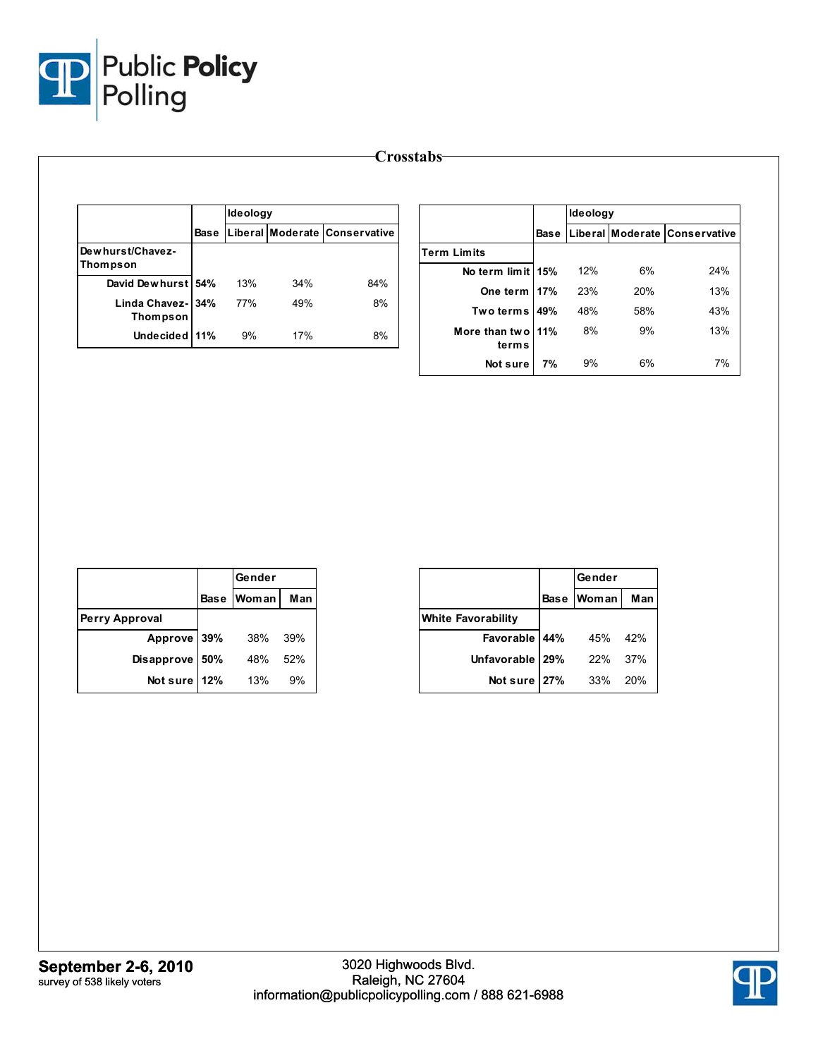# Crosstabs

| | Base | Ideology | | |
|---|---|---|---|---|
| | | Liberal | Moderate | Conservative |
| **Dewhurst/Chavez-Thompson** | | | | |
| David Dewhurst | **54%** | 13% | 34% | 84% |
| Linda Chavez-Thompson | **34%** | 77% | 49% | 8% |
| Undecided | **11%** | 9% | 17% | 8% |

| | Base | Ideology | | |
|---|---|---|---|---|
| | | Liberal | Moderate | Conservative |
| **Term Limits** | | | | |
| No term limit | **15%** | 12% | 6% | 24% |
| One term | **17%** | 23% | 20% | 13% |
| Two terms | **49%** | 48% | 58% | 43% |
| More than two terms | **11%** | 8% | 9% | 13% |
| Not sure | **7%** | 9% | 6% | 7% |

| | Base | Gender | |
|---|---|---|---|
| | | Woman | Man |
| **Perry Approval** | | | |
| Approve | **39%** | 38% | 39% |
| Disapprove | **50%** | 48% | 52% |
| Not sure | **12%** | 13% | 9% |

| | Base | Gender | |
|---|---|---|---|
| | | Woman | Man |
| **White Favorability** | | | |
| Favorable | **44%** | 45% | 42% |
| Unfavorable | **29%** | 22% | 37% |
| Not sure | **27%** | 33% | 20% |

**September 2-6, 2010**
survey of 538 likely voters

3020 Highwoods Blvd.
Raleigh, NC 27604
information@publicpolicypolling.com / 888 621-6988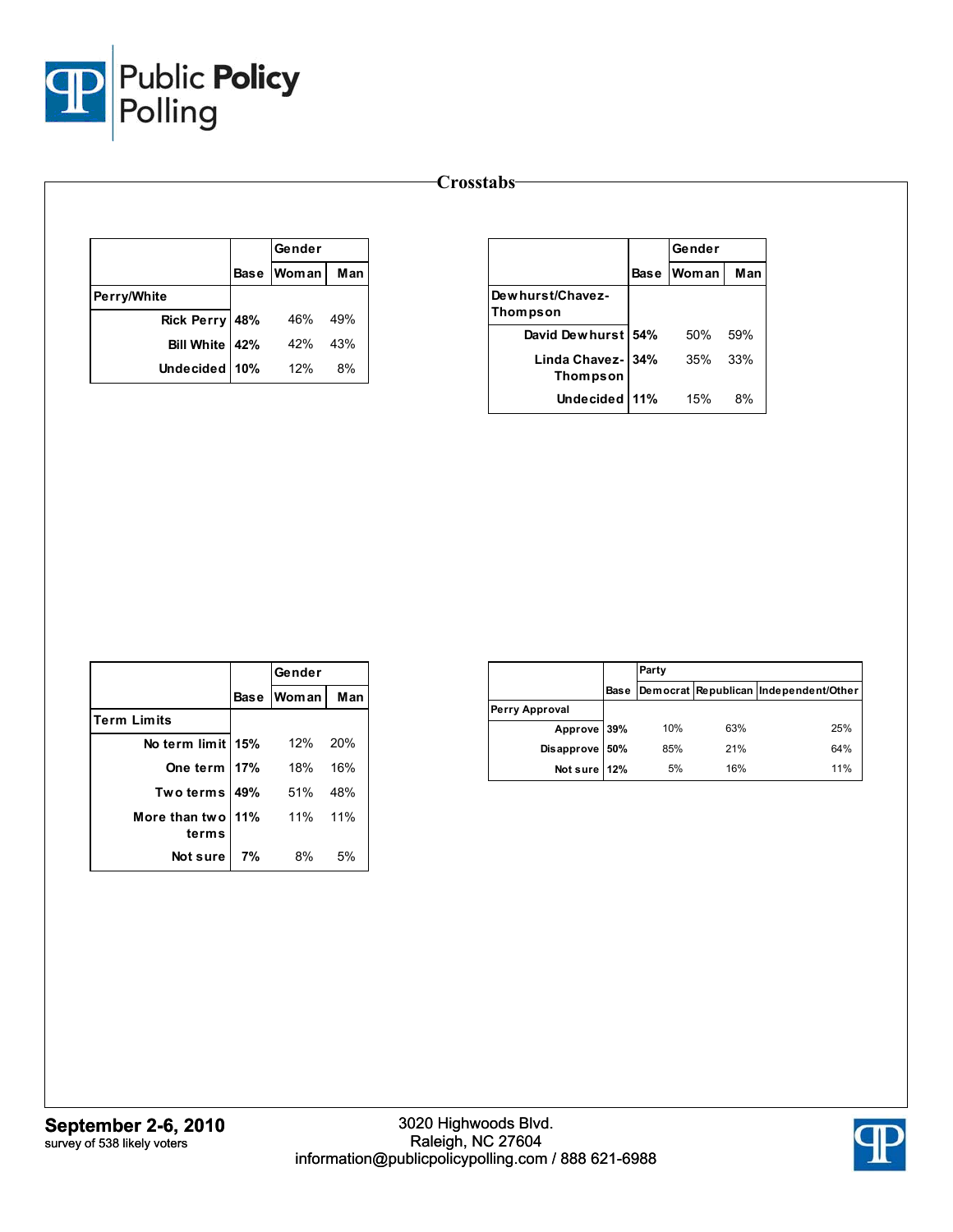# Crosstabs

| | Base | Gender | |
|---|---|---|---|
| | | Woman | Man |
| **Perry/White** | | | |
| Rick Perry | 48% | 46% | 49% |
| Bill White | 42% | 42% | 43% |
| Undecided | 10% | 12% | 8% |

| | Base | Gender | |
|---|---|---|---|
| | | Woman | Man |
| **Dewhurst/Chavez-Thompson** | | | |
| David Dewhurst | 54% | 50% | 59% |
| Linda Chavez-Thompson | 34% | 35% | 33% |
| Undecided | 11% | 15% | 8% |

| | Base | Gender | |
|---|---|---|---|
| | | Woman | Man |
| **Term Limits** | | | |
| No term limit | 15% | 12% | 20% |
| One term | 17% | 18% | 16% |
| Two terms | 49% | 51% | 48% |
| More than two terms | 11% | 11% | 11% |
| Not sure | 7% | 8% | 5% |

| | Base | Party | | |
|---|---|---|---|---|
| | | Democrat | Republican | Independent/Other |
| **Perry Approval** | | | | |
| Approve | 39% | 10% | 63% | 25% |
| Disapprove | 50% | 85% | 21% | 64% |
| Not sure | 12% | 5% | 16% | 11% |

**September 2-6, 2010**
survey of 538 likely voters

3020 Highwoods Blvd.
Raleigh, NC 27604
information@publicpolicypolling.com / 888 621-6988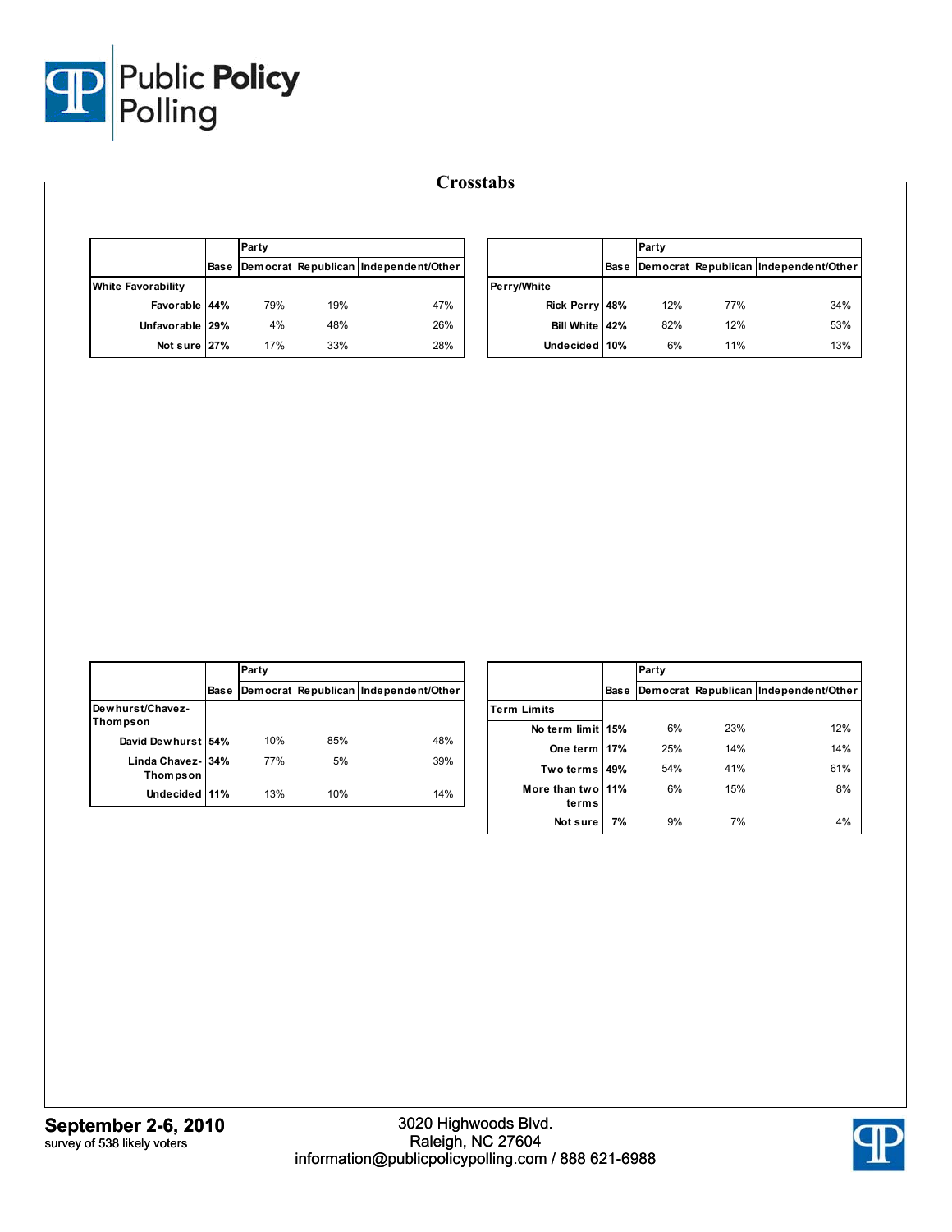# Crosstabs

| | Base | Party | | |
|---|---|---|---|---|
| | | Democrat | Republican | Independent/Other |
| **White Favorability** | | | | |
| Favorable | 44% | 79% | 19% | 47% |
| Unfavorable | 29% | 4% | 48% | 26% |
| Not sure | 27% | 17% | 33% | 28% |

| | Base | Party | | |
|---|---|---|---|---|
| | | Democrat | Republican | Independent/Other |
| **Perry/White** | | | | |
| Rick Perry | 48% | 12% | 77% | 34% |
| Bill White | 42% | 82% | 12% | 53% |
| Undecided | 10% | 6% | 11% | 13% |

| | Base | Party | | |
|---|---|---|---|---|
| | | Democrat | Republican | Independent/Other |
| **Dewhurst/Chavez-Thompson** | | | | |
| David Dewhurst | 54% | 10% | 85% | 48% |
| Linda Chavez-Thompson | 34% | 77% | 5% | 39% |
| Undecided | 11% | 13% | 10% | 14% |

| | Base | Party | | |
|---|---|---|---|---|
| | | Democrat | Republican | Independent/Other |
| **Term Limits** | | | | |
| No term limit | 15% | 6% | 23% | 12% |
| One term | 17% | 25% | 14% | 14% |
| Two terms | 49% | 54% | 41% | 61% |
| More than two terms | 11% | 6% | 15% | 8% |
| Not sure | 7% | 9% | 7% | 4% |

**September 2-6, 2010**
survey of 538 likely voters

3020 Highwoods Blvd.
Raleigh, NC 27604
information@publicpolicypolling.com / 888 621-6988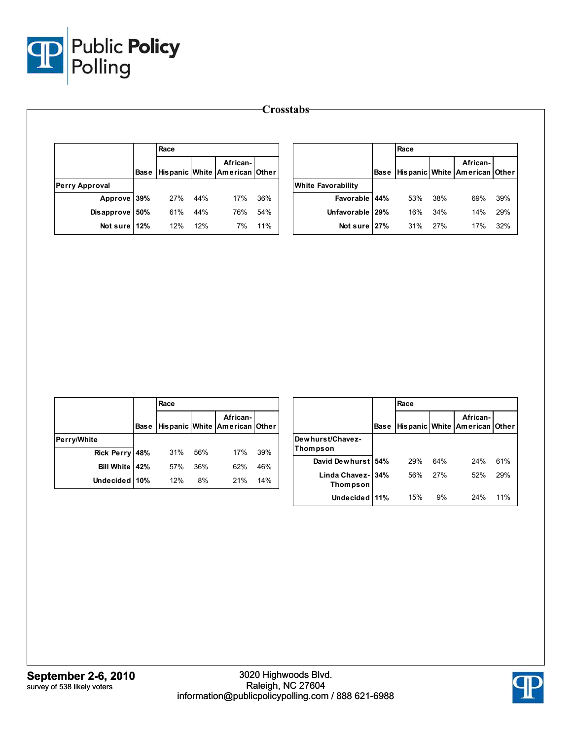# Crosstabs

| | Base | Race | | | |
|---|---|---|---|---|---|
| | | Hispanic | White | African-American | Other |
| **Perry Approval** | | | | | |
| Approve | **39%** | 27% | 44% | 17% | 36% |
| Disapprove | **50%** | 61% | 44% | 76% | 54% |
| Not sure | **12%** | 12% | 12% | 7% | 11% |

| | Base | Race | | | |
|---|---|---|---|---|---|
| | | Hispanic | White | African-American | Other |
| **White Favorability** | | | | | |
| Favorable | **44%** | 53% | 38% | 69% | 39% |
| Unfavorable | **29%** | 16% | 34% | 14% | 29% |
| Not sure | **27%** | 31% | 27% | 17% | 32% |

| | Base | Race | | | |
|---|---|---|---|---|---|
| | | Hispanic | White | African-American | Other |
| **Perry/White** | | | | | |
| Rick Perry | **48%** | 31% | 56% | 17% | 39% |
| Bill White | **42%** | 57% | 36% | 62% | 46% |
| Undecided | **10%** | 12% | 8% | 21% | 14% |

| | Base | Race | | | |
|---|---|---|---|---|---|
| | | Hispanic | White | African-American | Other |
| **Dewhurst/Chavez-Thompson** | | | | | |
| David Dewhurst | **54%** | 29% | 64% | 24% | 61% |
| Linda Chavez-Thompson | **34%** | 56% | 27% | 52% | 29% |
| Undecided | **11%** | 15% | 9% | 24% | 11% |

**September 2-6, 2010**
survey of 538 likely voters

3020 Highwoods Blvd.
Raleigh, NC 27604
information@publicpolicypolling.com / 888 621-6988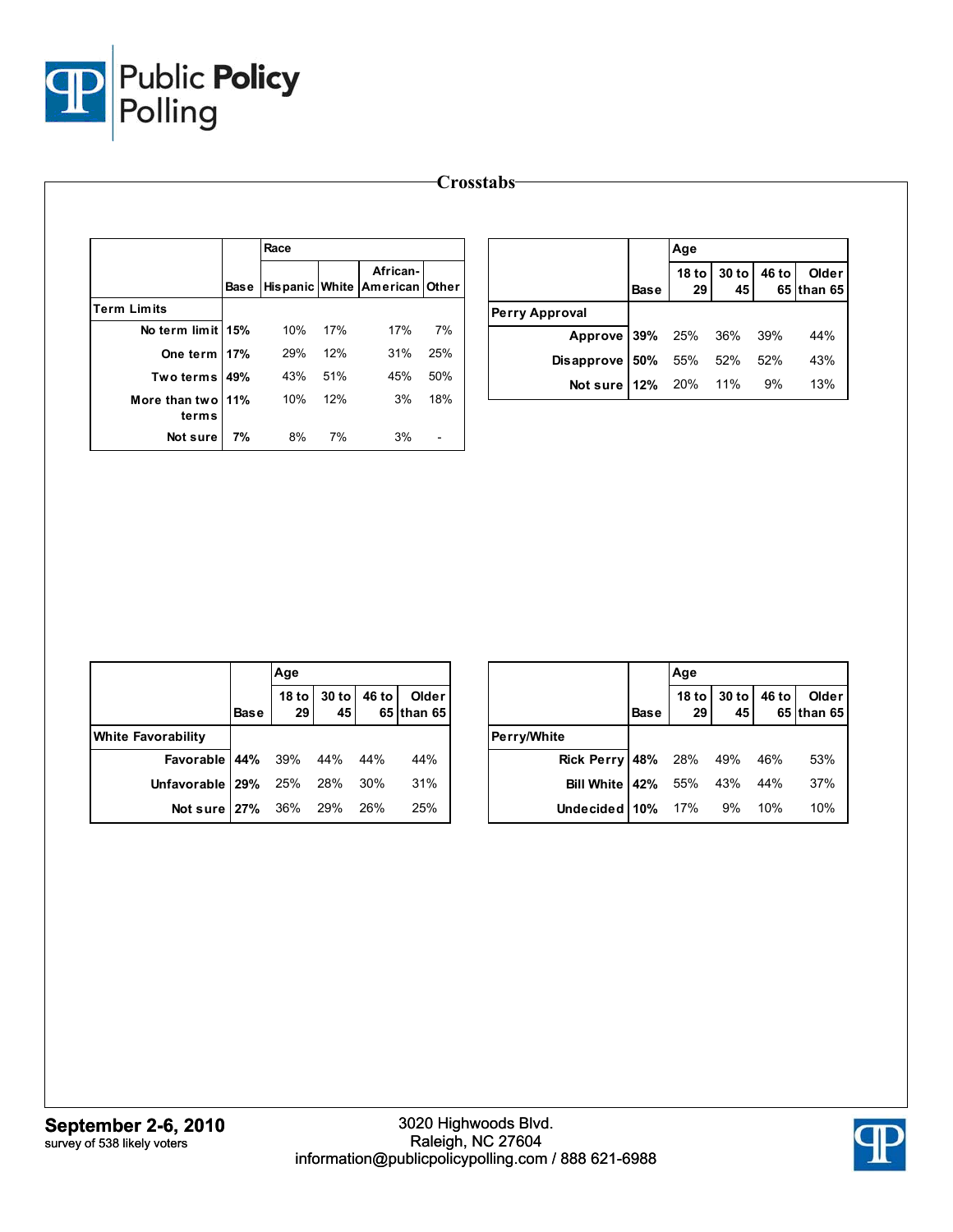# Crosstabs

| | Base | Race | | | |
|---|---|---|---|---|---|
| | | Hispanic | White | African-American | Other |
| **Term Limits** | | | | | |
| No term limit | 15% | 10% | 17% | 17% | 7% |
| One term | 17% | 29% | 12% | 31% | 25% |
| Two terms | 49% | 43% | 51% | 45% | 50% |
| More than two terms | 11% | 10% | 12% | 3% | 18% |
| Not sure | 7% | 8% | 7% | 3% | - |

| | Base | Age | | | |
|---|---|---|---|---|---|
| | | 18 to 29 | 30 to 45 | 46 to 65 | Older than 65 |
| **Perry Approval** | | | | | |
| Approve | 39% | 25% | 36% | 39% | 44% |
| Disapprove | 50% | 55% | 52% | 52% | 43% |
| Not sure | 12% | 20% | 11% | 9% | 13% |

| | Base | Age | | | |
|---|---|---|---|---|---|
| | | 18 to 29 | 30 to 45 | 46 to 65 | Older than 65 |
| **White Favorability** | | | | | |
| Favorable | 44% | 39% | 44% | 44% | 44% |
| Unfavorable | 29% | 25% | 28% | 30% | 31% |
| Not sure | 27% | 36% | 29% | 26% | 25% |

| | Base | Age | | | |
|---|---|---|---|---|---|
| | | 18 to 29 | 30 to 45 | 46 to 65 | Older than 65 |
| **Perry/White** | | | | | |
| Rick Perry | 48% | 28% | 49% | 46% | 53% |
| Bill White | 42% | 55% | 43% | 44% | 37% |
| Undecided | 10% | 17% | 9% | 10% | 10% |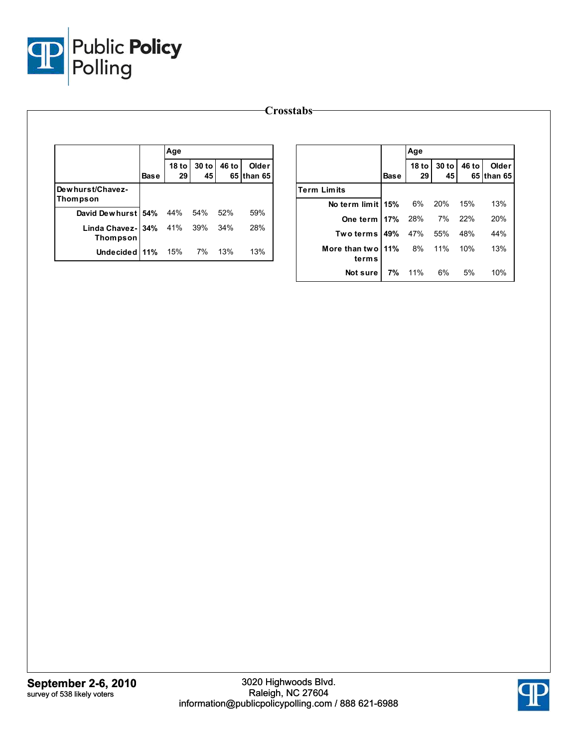# Crosstabs

| | | Age | | | |
|---|---|---|---|---|---|
| | Base | 18 to 29 | 30 to 45 | 46 to 65 | Older than 65 |
| **Dewhurst/Chavez-Thompson** | | | | | |
| David Dewhurst | **54%** | 44% | 54% | 52% | 59% |
| Linda Chavez-Thompson | **34%** | 41% | 39% | 34% | 28% |
| Undecided | **11%** | 15% | 7% | 13% | 13% |

| | | Age | | | |
|---|---|---|---|---|---|
| | Base | 18 to 29 | 30 to 45 | 46 to 65 | Older than 65 |
| **Term Limits** | | | | | |
| No term limit | **15%** | 6% | 20% | 15% | 13% |
| One term | **17%** | 28% | 7% | 22% | 20% |
| Two terms | **49%** | 47% | 55% | 48% | 44% |
| More than two terms | **11%** | 8% | 11% | 10% | 13% |
| Not sure | **7%** | 11% | 6% | 5% | 10% |

**September 2-6, 2010**
survey of 538 likely voters

3020 Highwoods Blvd.
Raleigh, NC 27604
information@publicpolicypolling.com / 888 621-6988